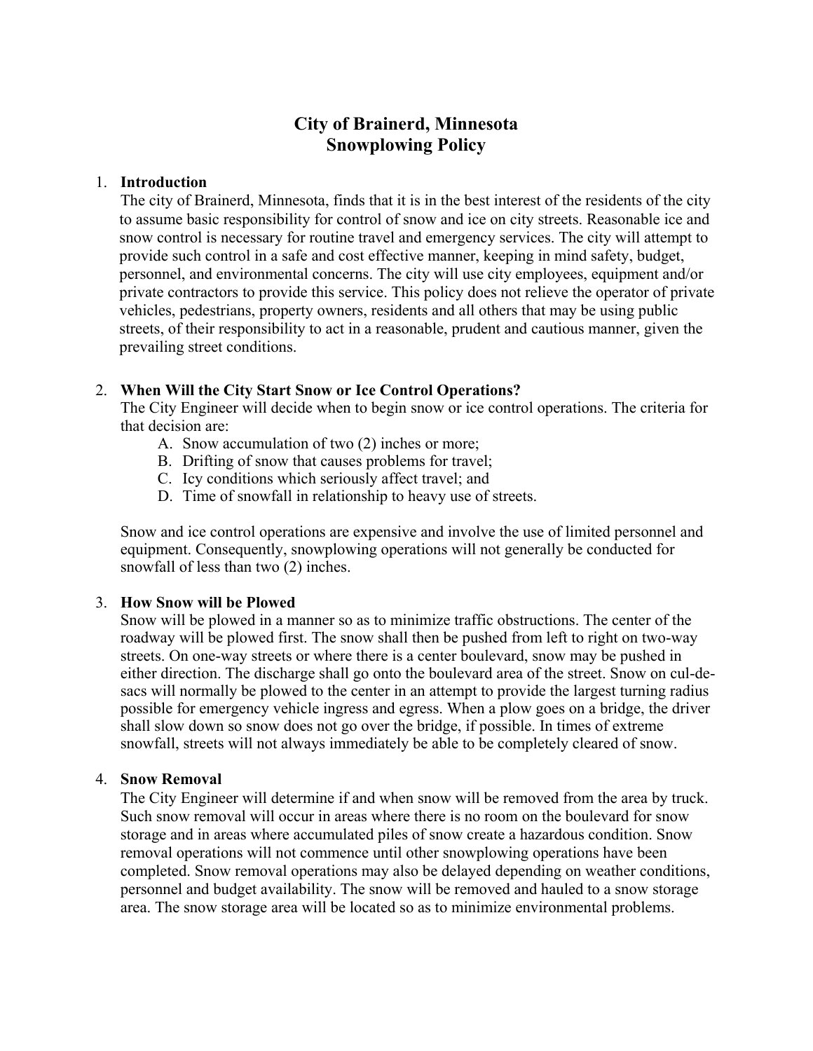# City of Brainerd, Minnesota
# Snowplowing Policy

1. **Introduction**
   The city of Brainerd, Minnesota, finds that it is in the best interest of the residents of the city to assume basic responsibility for control of snow and ice on city streets. Reasonable ice and snow control is necessary for routine travel and emergency services. The city will attempt to provide such control in a safe and cost effective manner, keeping in mind safety, budget, personnel, and environmental concerns. The city will use city employees, equipment and/or private contractors to provide this service. This policy does not relieve the operator of private vehicles, pedestrians, property owners, residents and all others that may be using public streets, of their responsibility to act in a reasonable, prudent and cautious manner, given the prevailing street conditions.

2. **When Will the City Start Snow or Ice Control Operations?**
   The City Engineer will decide when to begin snow or ice control operations. The criteria for that decision are:
   A. Snow accumulation of two (2) inches or more;
   B. Drifting of snow that causes problems for travel;
   C. Icy conditions which seriously affect travel; and
   D. Time of snowfall in relationship to heavy use of streets.

   Snow and ice control operations are expensive and involve the use of limited personnel and equipment. Consequently, snowplowing operations will not generally be conducted for snowfall of less than two (2) inches.

3. **How Snow will be Plowed**
   Snow will be plowed in a manner so as to minimize traffic obstructions. The center of the roadway will be plowed first. The snow shall then be pushed from left to right on two-way streets. On one-way streets or where there is a center boulevard, snow may be pushed in either direction. The discharge shall go onto the boulevard area of the street. Snow on cul-de-sacs will normally be plowed to the center in an attempt to provide the largest turning radius possible for emergency vehicle ingress and egress. When a plow goes on a bridge, the driver shall slow down so snow does not go over the bridge, if possible. In times of extreme snowfall, streets will not always immediately be able to be completely cleared of snow.

4. **Snow Removal**
   The City Engineer will determine if and when snow will be removed from the area by truck. Such snow removal will occur in areas where there is no room on the boulevard for snow storage and in areas where accumulated piles of snow create a hazardous condition. Snow removal operations will not commence until other snowplowing operations have been completed. Snow removal operations may also be delayed depending on weather conditions, personnel and budget availability. The snow will be removed and hauled to a snow storage area. The snow storage area will be located so as to minimize environmental problems.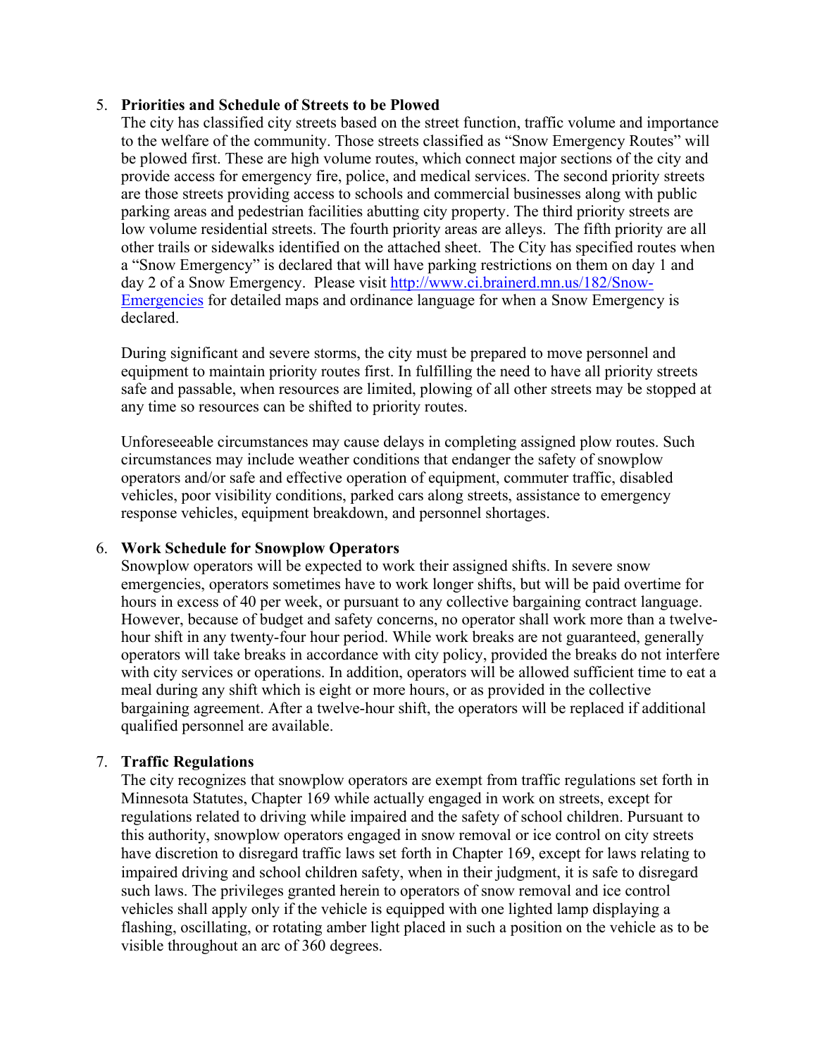5. **Priorities and Schedule of Streets to be Plowed**
   The city has classified city streets based on the street function, traffic volume and importance to the welfare of the community. Those streets classified as "Snow Emergency Routes" will be plowed first. These are high volume routes, which connect major sections of the city and provide access for emergency fire, police, and medical services. The second priority streets are those streets providing access to schools and commercial businesses along with public parking areas and pedestrian facilities abutting city property. The third priority streets are low volume residential streets. The fourth priority areas are alleys. The fifth priority are all other trails or sidewalks identified on the attached sheet. The City has specified routes when a "Snow Emergency" is declared that will have parking restrictions on them on day 1 and day 2 of a Snow Emergency. Please visit [http://www.ci.brainerd.mn.us/182/Snow-Emergencies](http://www.ci.brainerd.mn.us/182/Snow-Emergencies) for detailed maps and ordinance language for when a Snow Emergency is declared.

   During significant and severe storms, the city must be prepared to move personnel and equipment to maintain priority routes first. In fulfilling the need to have all priority streets safe and passable, when resources are limited, plowing of all other streets may be stopped at any time so resources can be shifted to priority routes.

   Unforeseeable circumstances may cause delays in completing assigned plow routes. Such circumstances may include weather conditions that endanger the safety of snowplow operators and/or safe and effective operation of equipment, commuter traffic, disabled vehicles, poor visibility conditions, parked cars along streets, assistance to emergency response vehicles, equipment breakdown, and personnel shortages.

6. **Work Schedule for Snowplow Operators**
   Snowplow operators will be expected to work their assigned shifts. In severe snow emergencies, operators sometimes have to work longer shifts, but will be paid overtime for hours in excess of 40 per week, or pursuant to any collective bargaining contract language. However, because of budget and safety concerns, no operator shall work more than a twelve-hour shift in any twenty-four hour period. While work breaks are not guaranteed, generally operators will take breaks in accordance with city policy, provided the breaks do not interfere with city services or operations. In addition, operators will be allowed sufficient time to eat a meal during any shift which is eight or more hours, or as provided in the collective bargaining agreement. After a twelve-hour shift, the operators will be replaced if additional qualified personnel are available.

7. **Traffic Regulations**
   The city recognizes that snowplow operators are exempt from traffic regulations set forth in Minnesota Statutes, Chapter 169 while actually engaged in work on streets, except for regulations related to driving while impaired and the safety of school children. Pursuant to this authority, snowplow operators engaged in snow removal or ice control on city streets have discretion to disregard traffic laws set forth in Chapter 169, except for laws relating to impaired driving and school children safety, when in their judgment, it is safe to disregard such laws. The privileges granted herein to operators of snow removal and ice control vehicles shall apply only if the vehicle is equipped with one lighted lamp displaying a flashing, oscillating, or rotating amber light placed in such a position on the vehicle as to be visible throughout an arc of 360 degrees.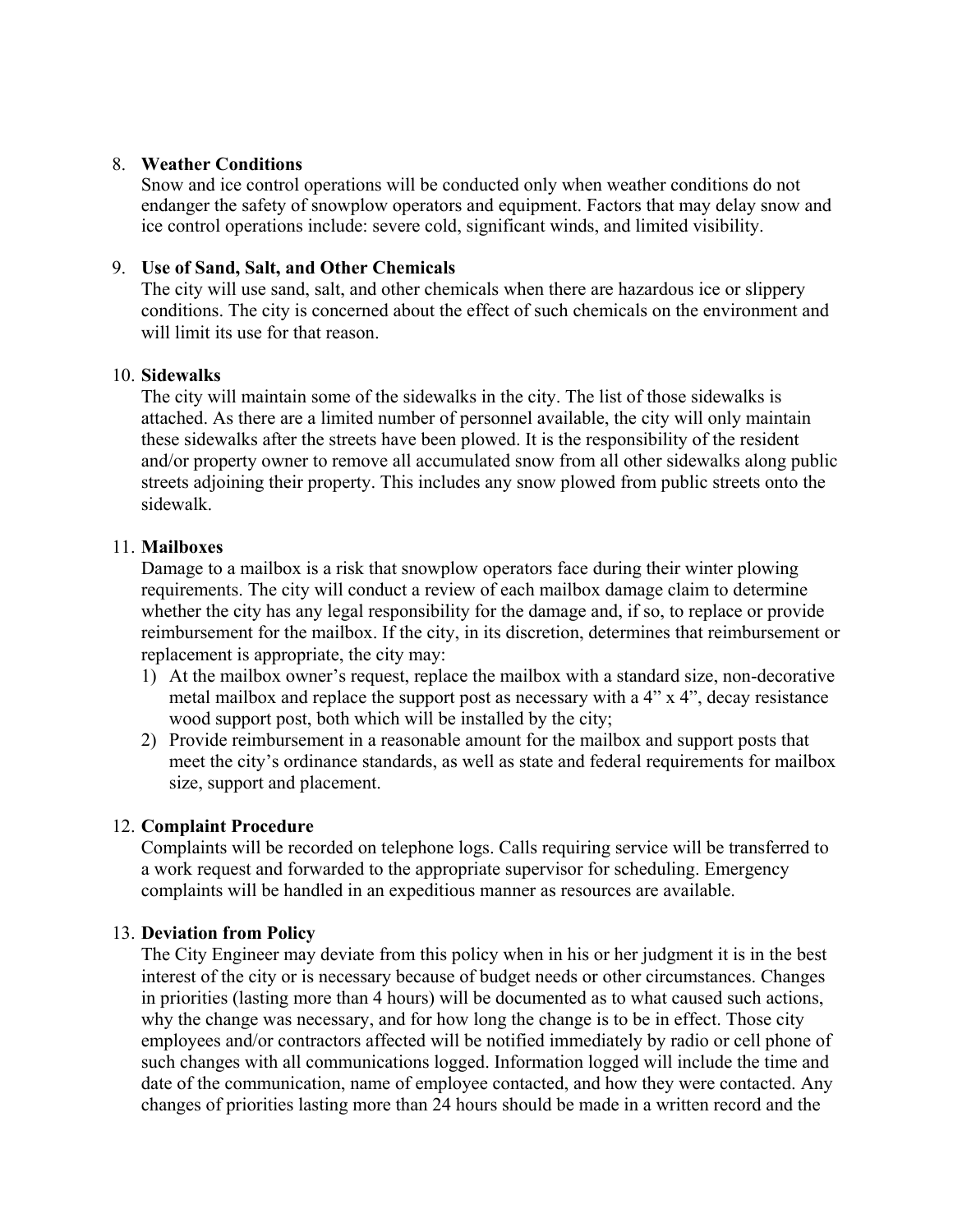8. **Weather Conditions**
   Snow and ice control operations will be conducted only when weather conditions do not endanger the safety of snowplow operators and equipment. Factors that may delay snow and ice control operations include: severe cold, significant winds, and limited visibility.

9. **Use of Sand, Salt, and Other Chemicals**
   The city will use sand, salt, and other chemicals when there are hazardous ice or slippery conditions. The city is concerned about the effect of such chemicals on the environment and will limit its use for that reason.

10. **Sidewalks**
    The city will maintain some of the sidewalks in the city. The list of those sidewalks is attached. As there are a limited number of personnel available, the city will only maintain these sidewalks after the streets have been plowed. It is the responsibility of the resident and/or property owner to remove all accumulated snow from all other sidewalks along public streets adjoining their property. This includes any snow plowed from public streets onto the sidewalk.

11. **Mailboxes**
    Damage to a mailbox is a risk that snowplow operators face during their winter plowing requirements. The city will conduct a review of each mailbox damage claim to determine whether the city has any legal responsibility for the damage and, if so, to replace or provide reimbursement for the mailbox. If the city, in its discretion, determines that reimbursement or replacement is appropriate, the city may:
    1) At the mailbox owner's request, replace the mailbox with a standard size, non-decorative metal mailbox and replace the support post as necessary with a 4" x 4", decay resistance wood support post, both which will be installed by the city;
    2) Provide reimbursement in a reasonable amount for the mailbox and support posts that meet the city's ordinance standards, as well as state and federal requirements for mailbox size, support and placement.

12. **Complaint Procedure**
    Complaints will be recorded on telephone logs. Calls requiring service will be transferred to a work request and forwarded to the appropriate supervisor for scheduling. Emergency complaints will be handled in an expeditious manner as resources are available.

13. **Deviation from Policy**
    The City Engineer may deviate from this policy when in his or her judgment it is in the best interest of the city or is necessary because of budget needs or other circumstances. Changes in priorities (lasting more than 4 hours) will be documented as to what caused such actions, why the change was necessary, and for how long the change is to be in effect. Those city employees and/or contractors affected will be notified immediately by radio or cell phone of such changes with all communications logged. Information logged will include the time and date of the communication, name of employee contacted, and how they were contacted. Any changes of priorities lasting more than 24 hours should be made in a written record and the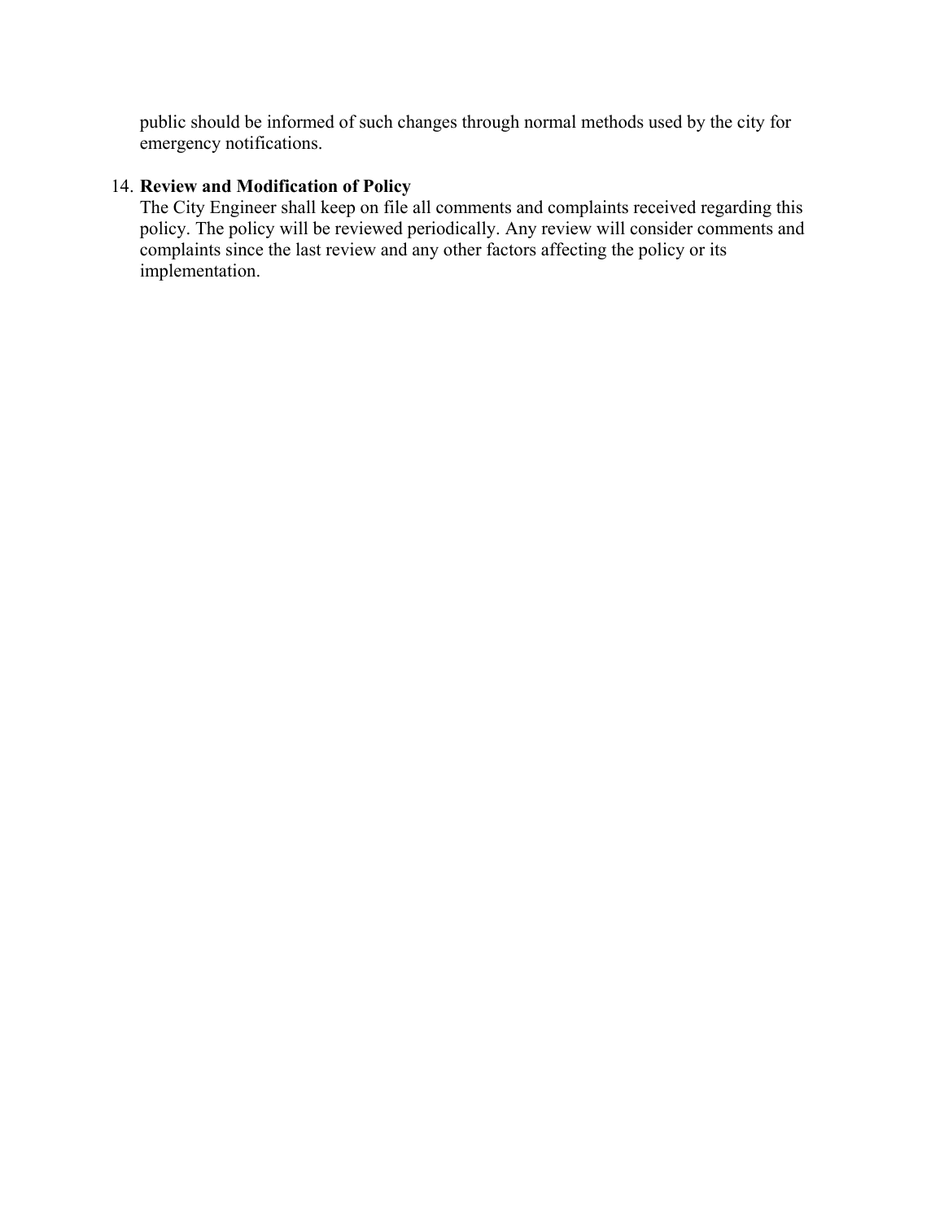public should be informed of such changes through normal methods used by the city for emergency notifications.

14. **Review and Modification of Policy**
    The City Engineer shall keep on file all comments and complaints received regarding this policy. The policy will be reviewed periodically. Any review will consider comments and complaints since the last review and any other factors affecting the policy or its implementation.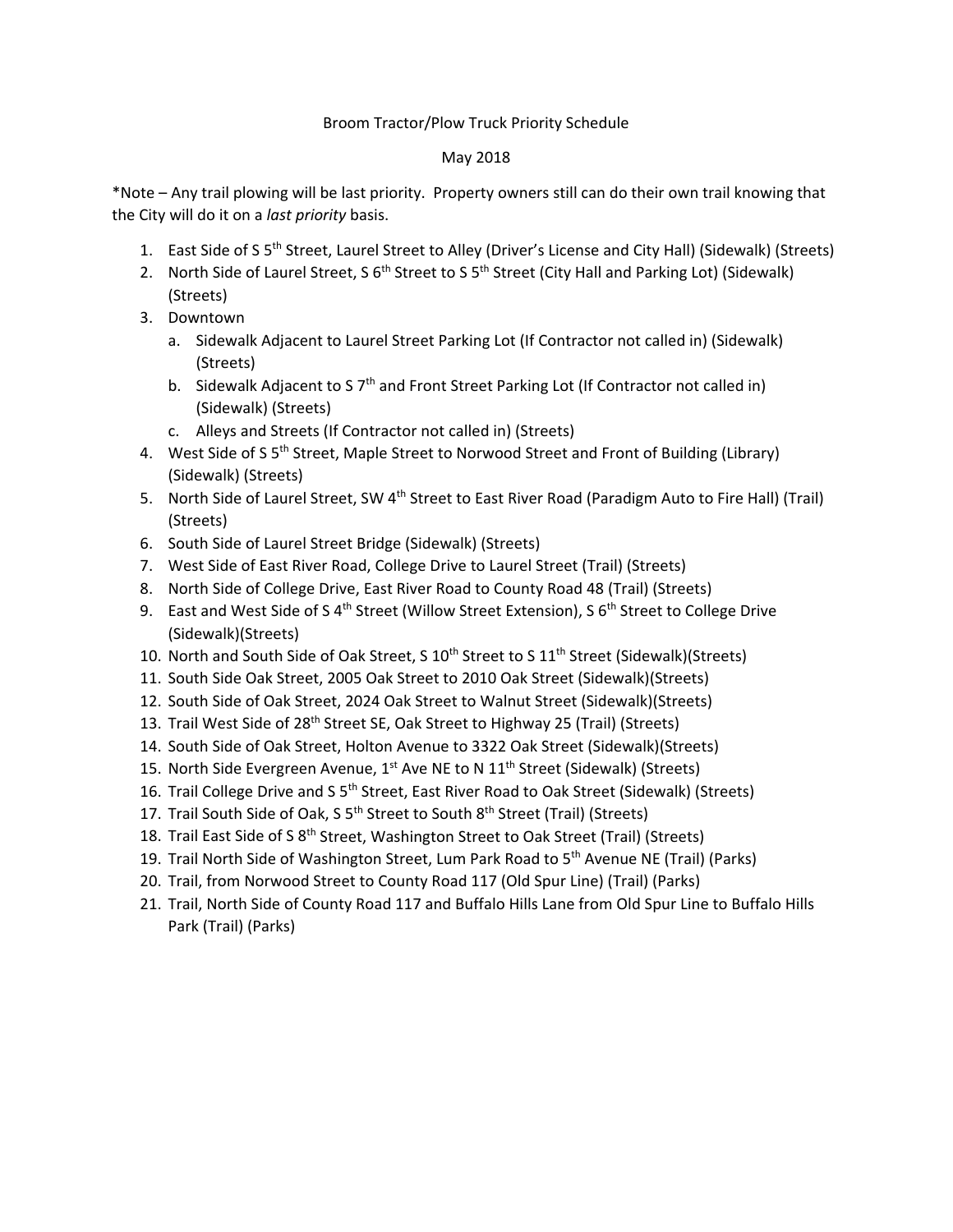Broom Tractor/Plow Truck Priority Schedule

May 2018

*Note – Any trail plowing will be last priority. Property owners still can do their own trail knowing that the City will do it on a *last priority* basis.

1. East Side of S 5th Street, Laurel Street to Alley (Driver's License and City Hall) (Sidewalk) (Streets)
2. North Side of Laurel Street, S 6th Street to S 5th Street (City Hall and Parking Lot) (Sidewalk) (Streets)
3. Downtown
   a. Sidewalk Adjacent to Laurel Street Parking Lot (If Contractor not called in) (Sidewalk) (Streets)
   b. Sidewalk Adjacent to S 7th and Front Street Parking Lot (If Contractor not called in) (Sidewalk) (Streets)
   c. Alleys and Streets (If Contractor not called in) (Streets)
4. West Side of S 5th Street, Maple Street to Norwood Street and Front of Building (Library) (Sidewalk) (Streets)
5. North Side of Laurel Street, SW 4th Street to East River Road (Paradigm Auto to Fire Hall) (Trail) (Streets)
6. South Side of Laurel Street Bridge (Sidewalk) (Streets)
7. West Side of East River Road, College Drive to Laurel Street (Trail) (Streets)
8. North Side of College Drive, East River Road to County Road 48 (Trail) (Streets)
9. East and West Side of S 4th Street (Willow Street Extension), S 6th Street to College Drive (Sidewalk)(Streets)
10. North and South Side of Oak Street, S 10th Street to S 11th Street (Sidewalk)(Streets)
11. South Side Oak Street, 2005 Oak Street to 2010 Oak Street (Sidewalk)(Streets)
12. South Side of Oak Street, 2024 Oak Street to Walnut Street (Sidewalk)(Streets)
13. Trail West Side of 28th Street SE, Oak Street to Highway 25 (Trail) (Streets)
14. South Side of Oak Street, Holton Avenue to 3322 Oak Street (Sidewalk)(Streets)
15. North Side Evergreen Avenue, 1st Ave NE to N 11th Street (Sidewalk) (Streets)
16. Trail College Drive and S 5th Street, East River Road to Oak Street (Sidewalk) (Streets)
17. Trail South Side of Oak, S 5th Street to South 8th Street (Trail) (Streets)
18. Trail East Side of S 8th Street, Washington Street to Oak Street (Trail) (Streets)
19. Trail North Side of Washington Street, Lum Park Road to 5th Avenue NE (Trail) (Parks)
20. Trail, from Norwood Street to County Road 117 (Old Spur Line) (Trail) (Parks)
21. Trail, North Side of County Road 117 and Buffalo Hills Lane from Old Spur Line to Buffalo Hills Park (Trail) (Parks)